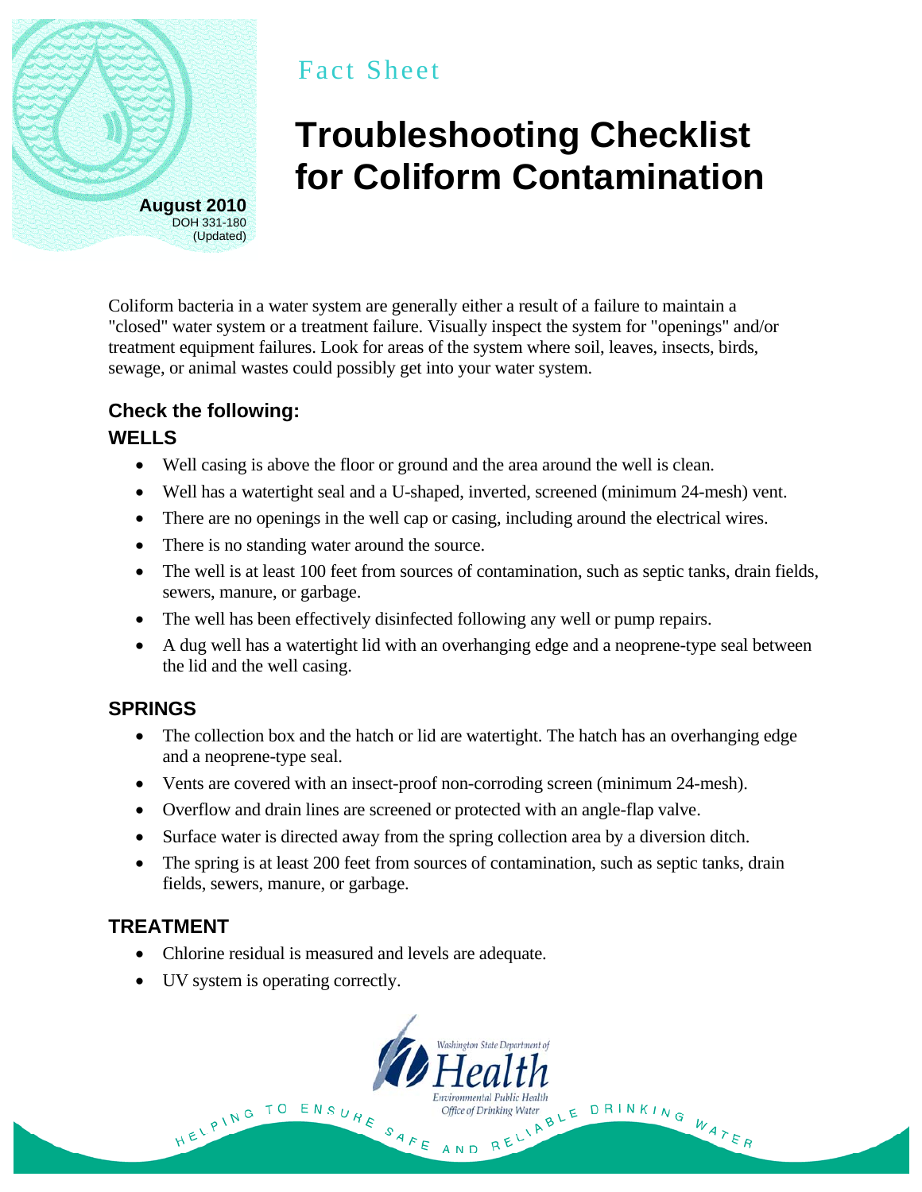Fact Sheet

# Troubleshooting Checklist for Coliform Contamination

**August 2010**
DOH 331-180
(Updated)

Coliform bacteria in a water system are generally either a result of a failure to maintain a "closed" water system or a treatment failure. Visually inspect the system for "openings" and/or treatment equipment failures. Look for areas of the system where soil, leaves, insects, birds, sewage, or animal wastes could possibly get into your water system.

## Check the following:

### WELLS

- Well casing is above the floor or ground and the area around the well is clean.
- Well has a watertight seal and a U-shaped, inverted, screened (minimum 24-mesh) vent.
- There are no openings in the well cap or casing, including around the electrical wires.
- There is no standing water around the source.
- The well is at least 100 feet from sources of contamination, such as septic tanks, drain fields, sewers, manure, or garbage.
- The well has been effectively disinfected following any well or pump repairs.
- A dug well has a watertight lid with an overhanging edge and a neoprene-type seal between the lid and the well casing.

### SPRINGS

- The collection box and the hatch or lid are watertight. The hatch has an overhanging edge and a neoprene-type seal.
- Vents are covered with an insect-proof non-corroding screen (minimum 24-mesh).
- Overflow and drain lines are screened or protected with an angle-flap valve.
- Surface water is directed away from the spring collection area by a diversion ditch.
- The spring is at least 200 feet from sources of contamination, such as septic tanks, drain fields, sewers, manure, or garbage.

### TREATMENT

- Chlorine residual is measured and levels are adequate.
- UV system is operating correctly.

Washington State Department of Health
Environmental Public Health
Office of Drinking Water

HELPING TO ENSURE SAFE AND RELIABLE DRINKING WATER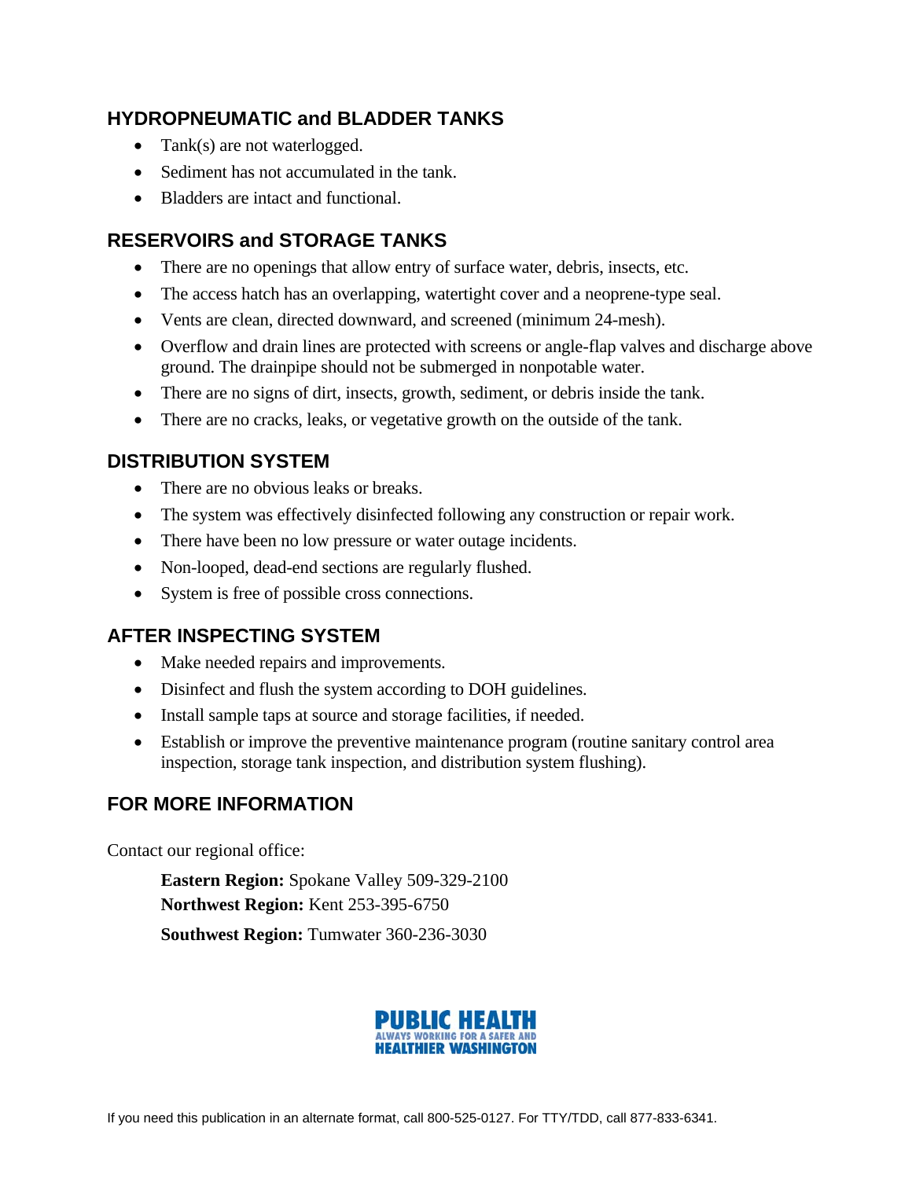## HYDROPNEUMATIC and BLADDER TANKS

- Tank(s) are not waterlogged.
- Sediment has not accumulated in the tank.
- Bladders are intact and functional.

## RESERVOIRS and STORAGE TANKS

- There are no openings that allow entry of surface water, debris, insects, etc.
- The access hatch has an overlapping, watertight cover and a neoprene-type seal.
- Vents are clean, directed downward, and screened (minimum 24-mesh).
- Overflow and drain lines are protected with screens or angle-flap valves and discharge above ground. The drainpipe should not be submerged in nonpotable water.
- There are no signs of dirt, insects, growth, sediment, or debris inside the tank.
- There are no cracks, leaks, or vegetative growth on the outside of the tank.

## DISTRIBUTION SYSTEM

- There are no obvious leaks or breaks.
- The system was effectively disinfected following any construction or repair work.
- There have been no low pressure or water outage incidents.
- Non-looped, dead-end sections are regularly flushed.
- System is free of possible cross connections.

## AFTER INSPECTING SYSTEM

- Make needed repairs and improvements.
- Disinfect and flush the system according to DOH guidelines.
- Install sample taps at source and storage facilities, if needed.
- Establish or improve the preventive maintenance program (routine sanitary control area inspection, storage tank inspection, and distribution system flushing).

## FOR MORE INFORMATION

Contact our regional office:

**Eastern Region:** Spokane Valley 509-329-2100
**Northwest Region:** Kent 253-395-6750
**Southwest Region:** Tumwater 360-236-3030

PUBLIC HEALTH
ALWAYS WORKING FOR A SAFER AND HEALTHIER WASHINGTON

If you need this publication in an alternate format, call 800-525-0127. For TTY/TDD, call 877-833-6341.